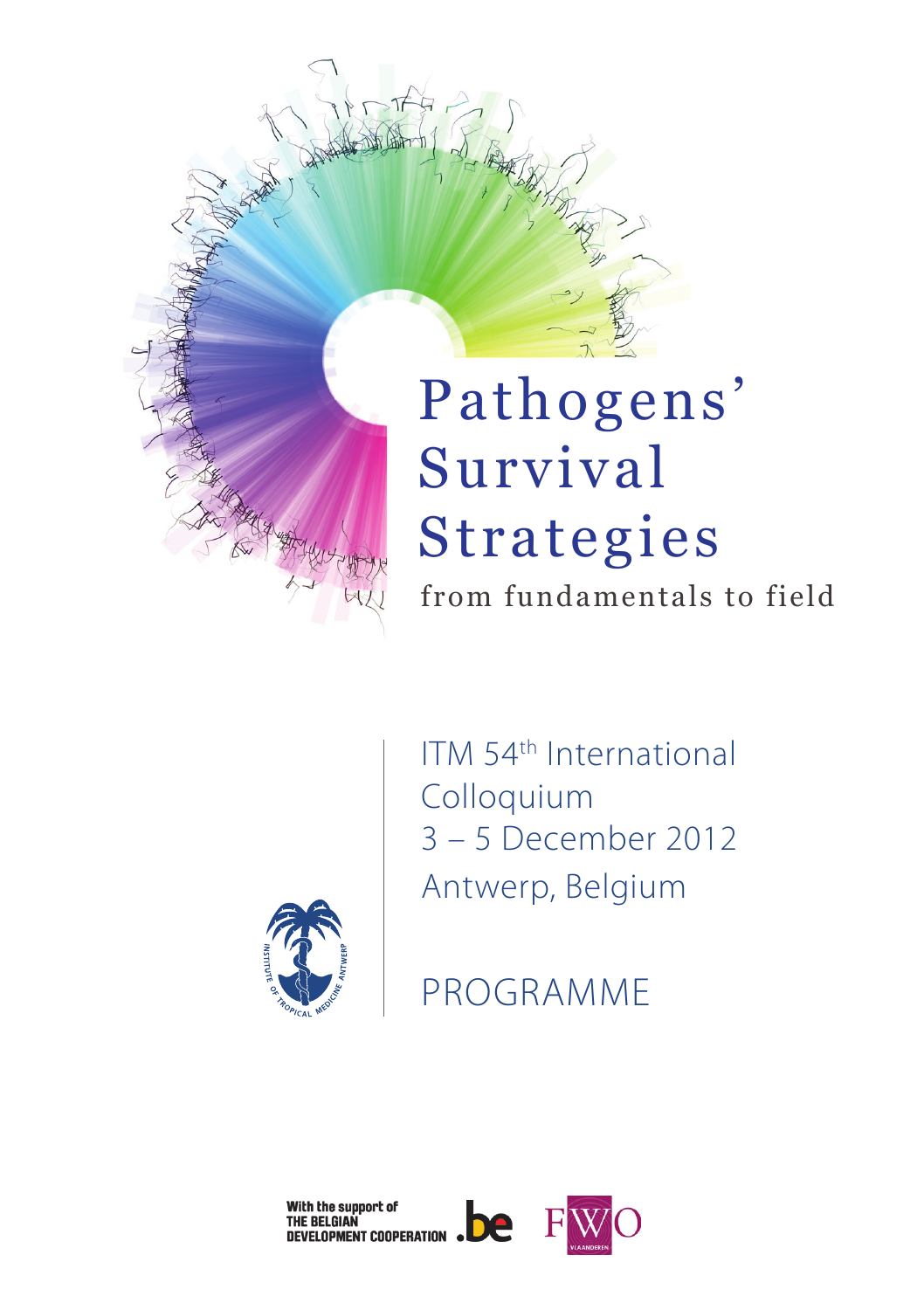# Pathogens' Survival Strategies

## from fundamentals to field

ITM 54th International Colloquium
3 – 5 December 2012
Antwerp, Belgium

INSTITUTE OF TROPICAL MEDICINE ANTWERP

PROGRAMME

With the support of THE BELGIAN DEVELOPMENT COOPERATION .be

FWO VLAANDEREN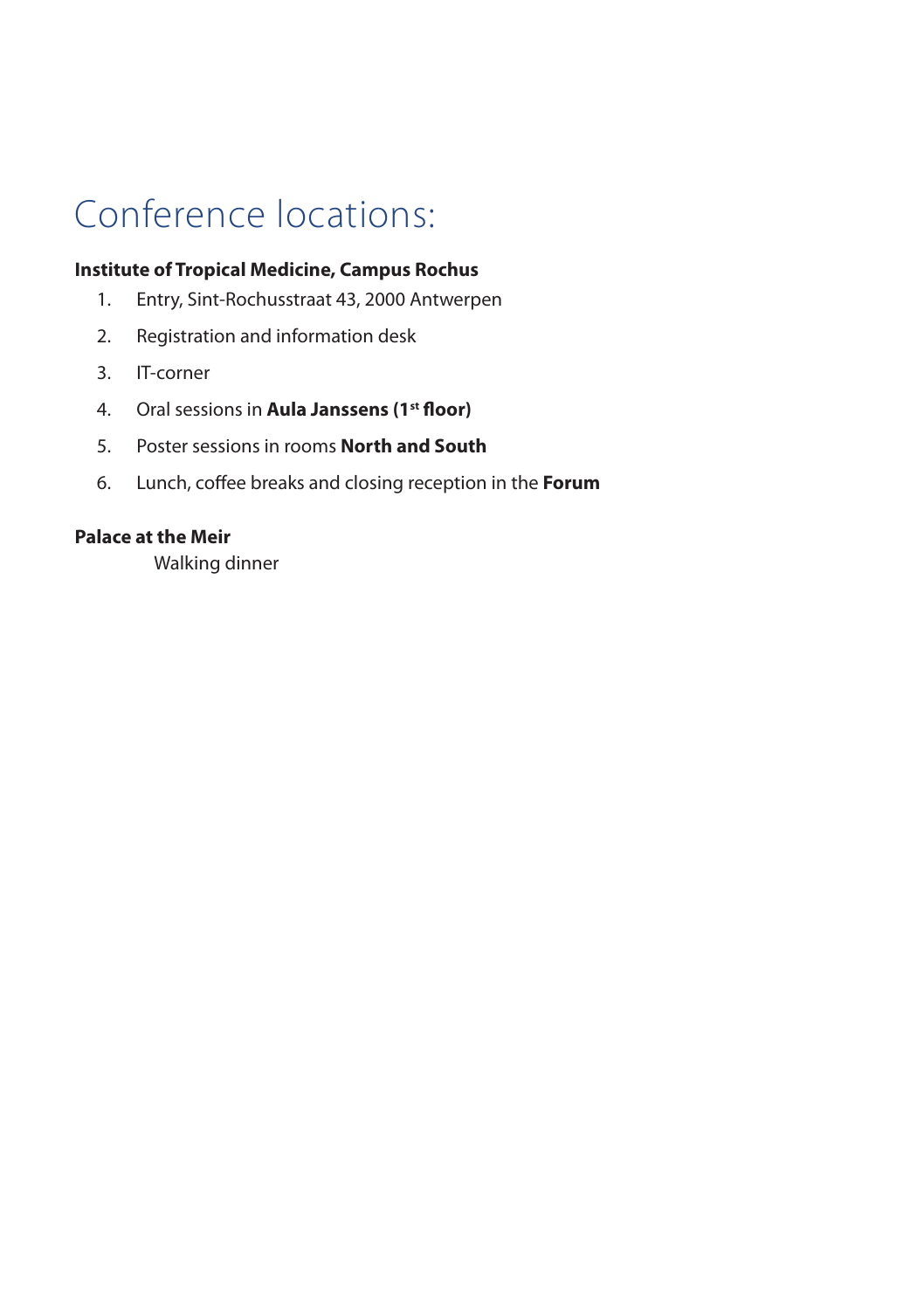# Conference locations:

**Institute of Tropical Medicine, Campus Rochus**

1. Entry, Sint-Rochusstraat 43, 2000 Antwerpen
2. Registration and information desk
3. IT-corner
4. Oral sessions in **Aula Janssens (1st floor)**
5. Poster sessions in rooms **North and South**
6. Lunch, coffee breaks and closing reception in the **Forum**

**Palace at the Meir**

Walking dinner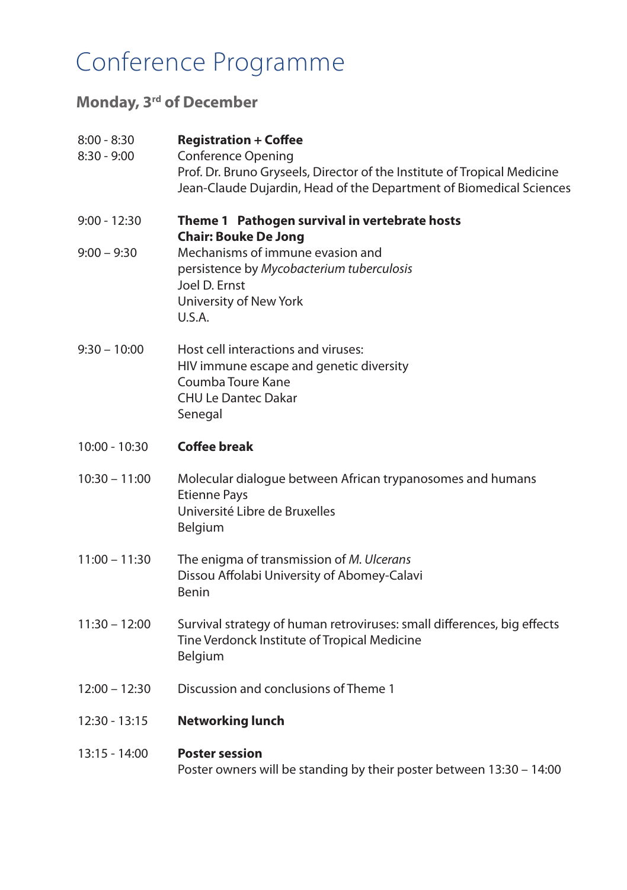# Conference Programme

## Monday, 3rd of December

8:00 - 8:30 **Registration + Coffee**

8:30 - 9:00 Conference Opening
Prof. Dr. Bruno Gryseels, Director of the Institute of Tropical Medicine
Jean-Claude Dujardin, Head of the Department of Biomedical Sciences

9:00 - 12:30 **Theme 1 Pathogen survival in vertebrate hosts**
**Chair: Bouke De Jong**

9:00 – 9:30 Mechanisms of immune evasion and persistence by *Mycobacterium tuberculosis*
Joel D. Ernst
University of New York
U.S.A.

9:30 – 10:00 Host cell interactions and viruses:
HIV immune escape and genetic diversity
Coumba Toure Kane
CHU Le Dantec Dakar
Senegal

10:00 - 10:30 **Coffee break**

10:30 – 11:00 Molecular dialogue between African trypanosomes and humans
Etienne Pays
Université Libre de Bruxelles
Belgium

11:00 – 11:30 The enigma of transmission of *M. Ulcerans*
Dissou Affolabi University of Abomey-Calavi
Benin

11:30 – 12:00 Survival strategy of human retroviruses: small differences, big effects
Tine Verdonck Institute of Tropical Medicine
Belgium

12:00 – 12:30 Discussion and conclusions of Theme 1

12:30 - 13:15 **Networking lunch**

13:15 - 14:00 **Poster session**
Poster owners will be standing by their poster between 13:30 – 14:00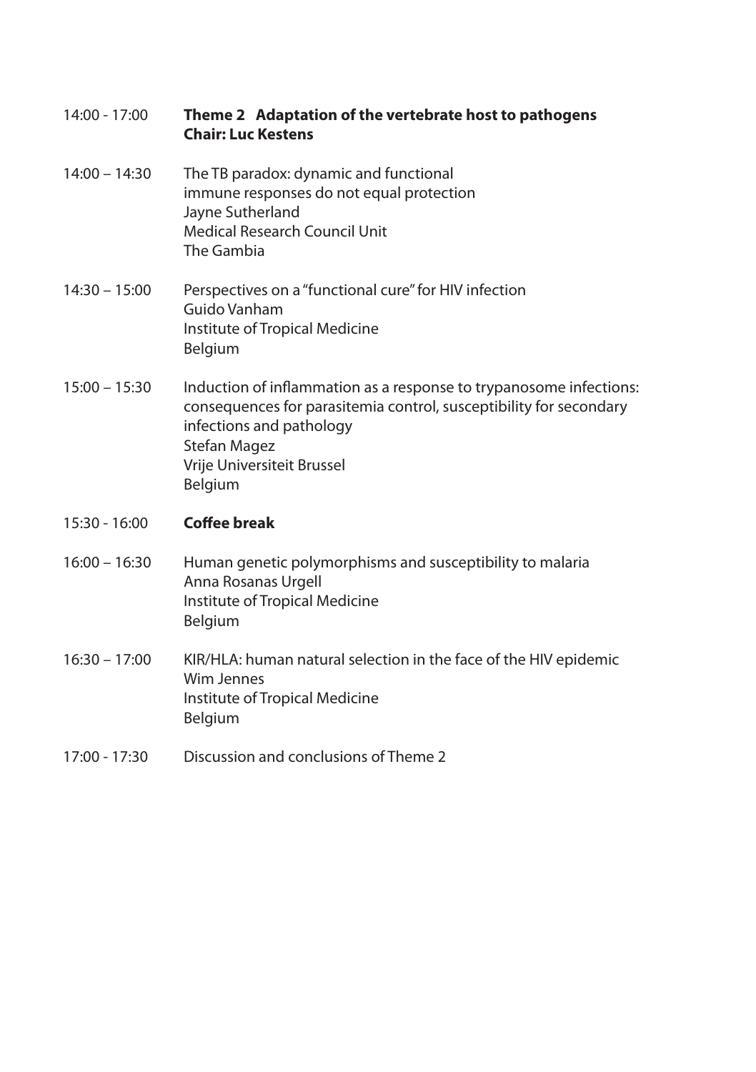14:00 - 17:00 **Theme 2 Adaptation of the vertebrate host to pathogens**
**Chair: Luc Kestens**

14:00 – 14:30 The TB paradox: dynamic and functional immune responses do not equal protection
Jayne Sutherland
Medical Research Council Unit
The Gambia

14:30 – 15:00 Perspectives on a "functional cure" for HIV infection
Guido Vanham
Institute of Tropical Medicine
Belgium

15:00 – 15:30 Induction of inflammation as a response to trypanosome infections: consequences for parasitemia control, susceptibility for secondary infections and pathology
Stefan Magez
Vrije Universiteit Brussel
Belgium

15:30 - 16:00 **Coffee break**

16:00 – 16:30 Human genetic polymorphisms and susceptibility to malaria
Anna Rosanas Urgell
Institute of Tropical Medicine
Belgium

16:30 – 17:00 KIR/HLA: human natural selection in the face of the HIV epidemic
Wim Jennes
Institute of Tropical Medicine
Belgium

17:00 - 17:30 Discussion and conclusions of Theme 2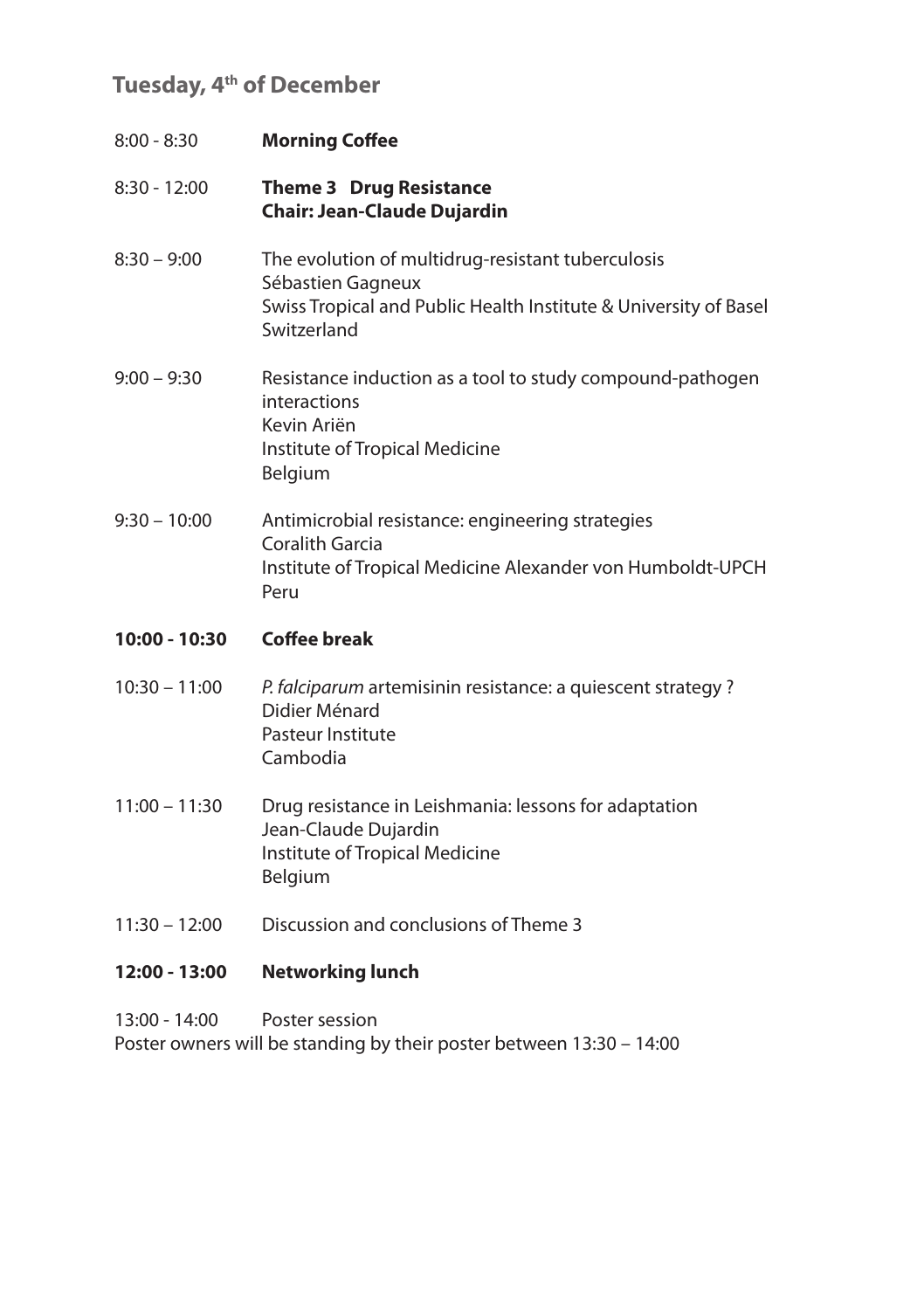## Tuesday, 4th of December

8:00 - 8:30 **Morning Coffee**

8:30 - 12:00 **Theme 3 Drug Resistance**
**Chair: Jean-Claude Dujardin**

8:30 – 9:00 The evolution of multidrug-resistant tuberculosis
Sébastien Gagneux
Swiss Tropical and Public Health Institute & University of Basel
Switzerland

9:00 – 9:30 Resistance induction as a tool to study compound-pathogen interactions
Kevin Ariën
Institute of Tropical Medicine
Belgium

9:30 – 10:00 Antimicrobial resistance: engineering strategies
Coralith Garcia
Institute of Tropical Medicine Alexander von Humboldt-UPCH
Peru

**10:00 - 10:30 Coffee break**

10:30 – 11:00 *P. falciparum* artemisinin resistance: a quiescent strategy ?
Didier Ménard
Pasteur Institute
Cambodia

11:00 – 11:30 Drug resistance in Leishmania: lessons for adaptation
Jean-Claude Dujardin
Institute of Tropical Medicine
Belgium

11:30 – 12:00 Discussion and conclusions of Theme 3

**12:00 - 13:00 Networking lunch**

13:00 - 14:00 Poster session
Poster owners will be standing by their poster between 13:30 – 14:00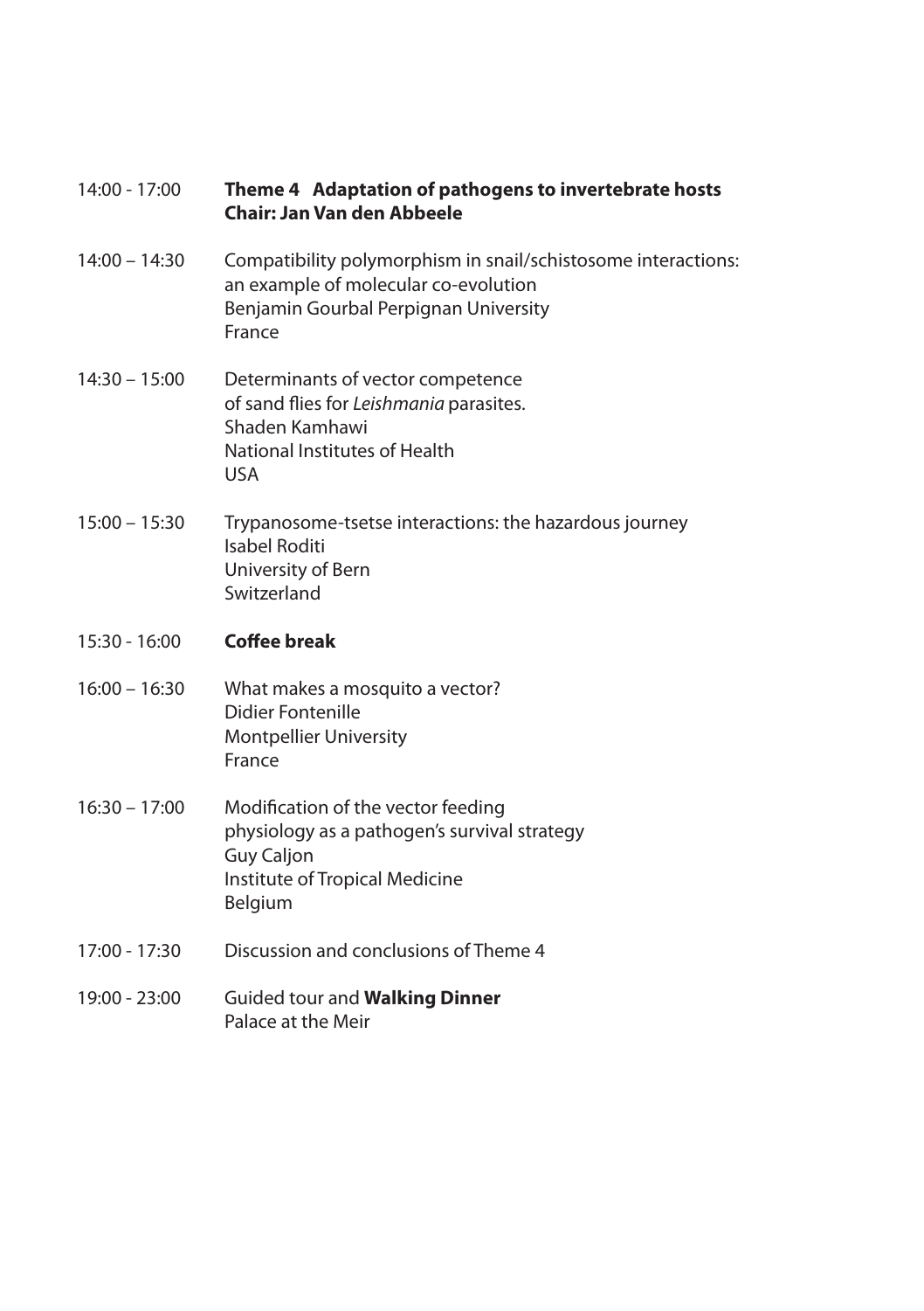14:00 - 17:00 **Theme 4 Adaptation of pathogens to invertebrate hosts**
**Chair: Jan Van den Abbeele**

14:00 – 14:30 Compatibility polymorphism in snail/schistosome interactions: an example of molecular co-evolution
Benjamin Gourbal Perpignan University
France

14:30 – 15:00 Determinants of vector competence of sand flies for *Leishmania* parasites.
Shaden Kamhawi
National Institutes of Health
USA

15:00 – 15:30 Trypanosome-tsetse interactions: the hazardous journey
Isabel Roditi
University of Bern
Switzerland

15:30 - 16:00 **Coffee break**

16:00 – 16:30 What makes a mosquito a vector?
Didier Fontenille
Montpellier University
France

16:30 – 17:00 Modification of the vector feeding physiology as a pathogen's survival strategy
Guy Caljon
Institute of Tropical Medicine
Belgium

17:00 - 17:30 Discussion and conclusions of Theme 4

19:00 - 23:00 Guided tour and **Walking Dinner**
Palace at the Meir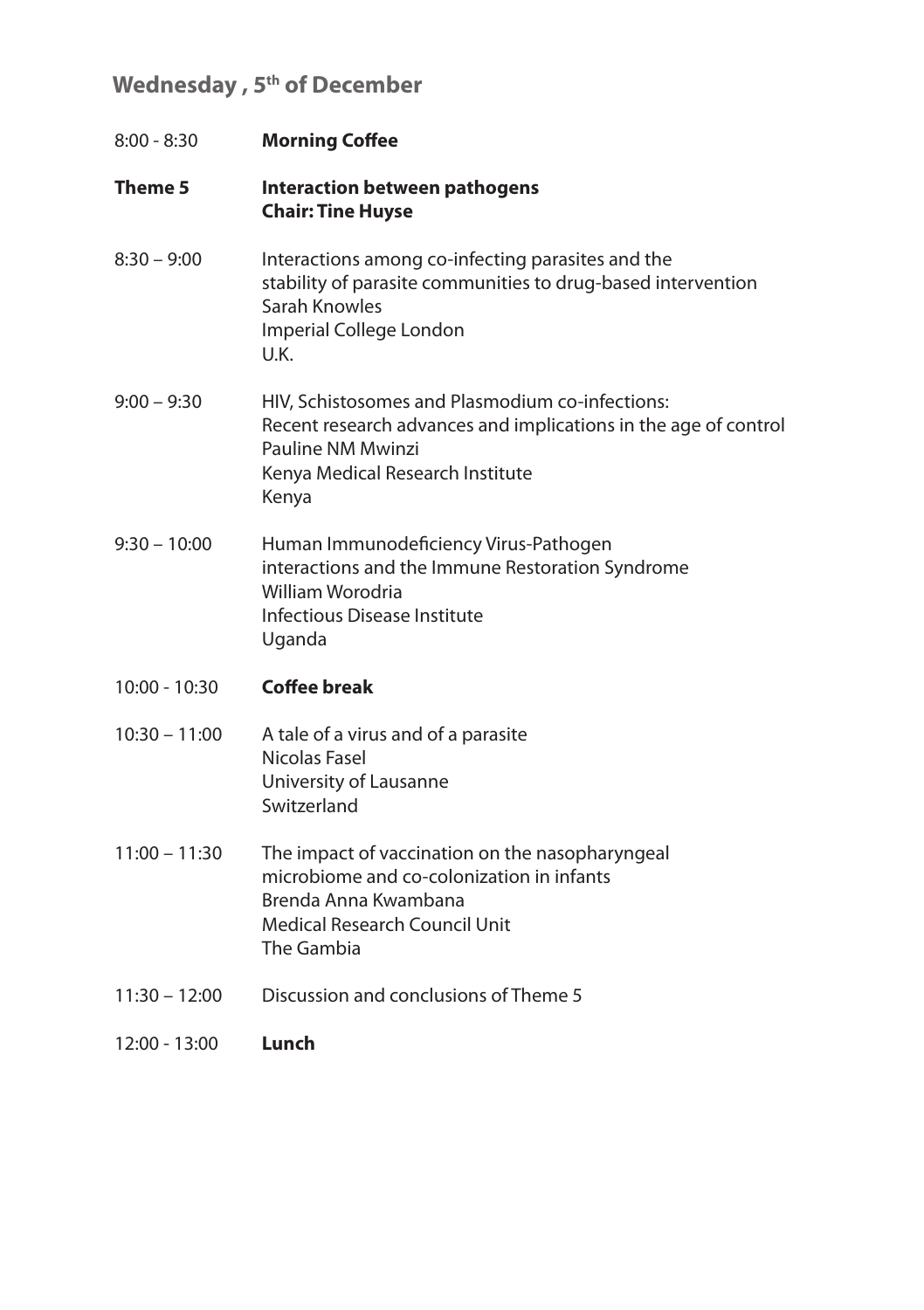## Wednesday , 5th of December

8:00 - 8:30 **Morning Coffee**

**Theme 5** **Interaction between pathogens**
**Chair: Tine Huyse**

8:30 – 9:00 Interactions among co-infecting parasites and the stability of parasite communities to drug-based intervention
Sarah Knowles
Imperial College London
U.K.

9:00 – 9:30 HIV, Schistosomes and Plasmodium co-infections: Recent research advances and implications in the age of control
Pauline NM Mwinzi
Kenya Medical Research Institute
Kenya

9:30 – 10:00 Human Immunodeficiency Virus-Pathogen interactions and the Immune Restoration Syndrome
William Worodria
Infectious Disease Institute
Uganda

10:00 - 10:30 **Coffee break**

10:30 – 11:00 A tale of a virus and of a parasite
Nicolas Fasel
University of Lausanne
Switzerland

11:00 – 11:30 The impact of vaccination on the nasopharyngeal microbiome and co-colonization in infants
Brenda Anna Kwambana
Medical Research Council Unit
The Gambia

11:30 – 12:00 Discussion and conclusions of Theme 5

12:00 - 13:00 **Lunch**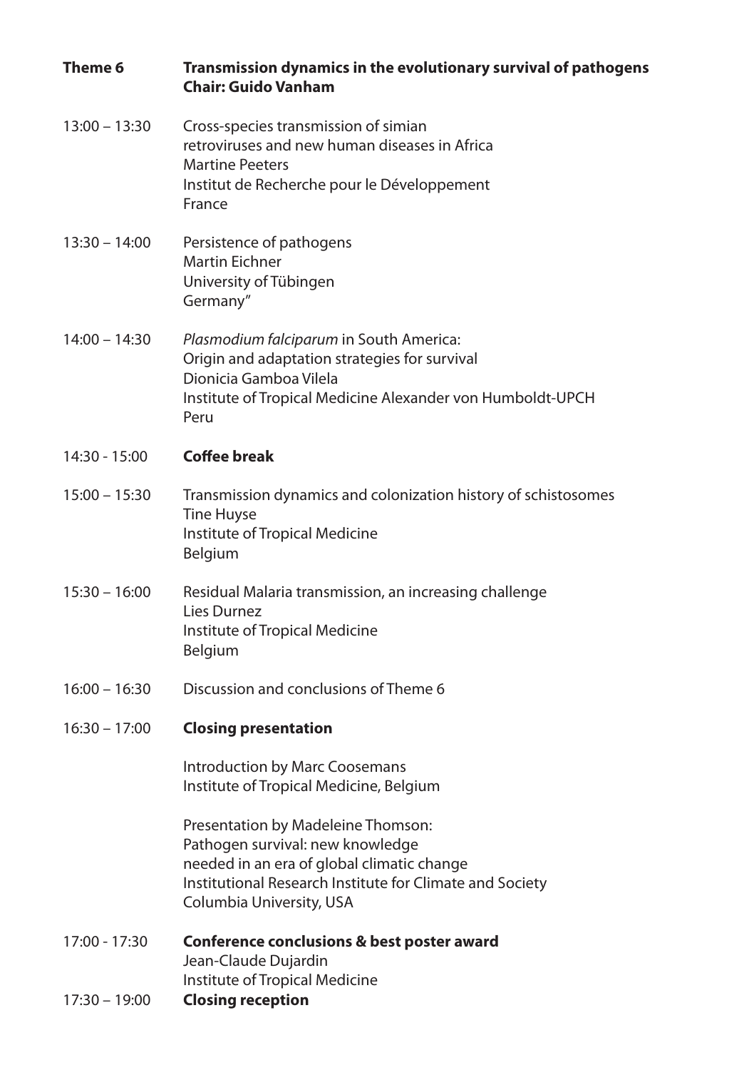**Theme 6** **Transmission dynamics in the evolutionary survival of pathogens**
**Chair: Guido Vanham**

13:00 – 13:30 Cross-species transmission of simian retroviruses and new human diseases in Africa
Martine Peeters
Institut de Recherche pour le Développement
France

13:30 – 14:00 Persistence of pathogens
Martin Eichner
University of Tübingen
Germany"

14:00 – 14:30 *Plasmodium falciparum* in South America:
Origin and adaptation strategies for survival
Dionicia Gamboa Vilela
Institute of Tropical Medicine Alexander von Humboldt-UPCH
Peru

14:30 - 15:00 **Coffee break**

15:00 – 15:30 Transmission dynamics and colonization history of schistosomes
Tine Huyse
Institute of Tropical Medicine
Belgium

15:30 – 16:00 Residual Malaria transmission, an increasing challenge
Lies Durnez
Institute of Tropical Medicine
Belgium

16:00 – 16:30 Discussion and conclusions of Theme 6

16:30 – 17:00 **Closing presentation**

Introduction by Marc Coosemans
Institute of Tropical Medicine, Belgium

Presentation by Madeleine Thomson:
Pathogen survival: new knowledge
needed in an era of global climatic change
Institutional Research Institute for Climate and Society
Columbia University, USA

17:00 - 17:30 **Conference conclusions & best poster award**
Jean-Claude Dujardin
Institute of Tropical Medicine

17:30 – 19:00 **Closing reception**